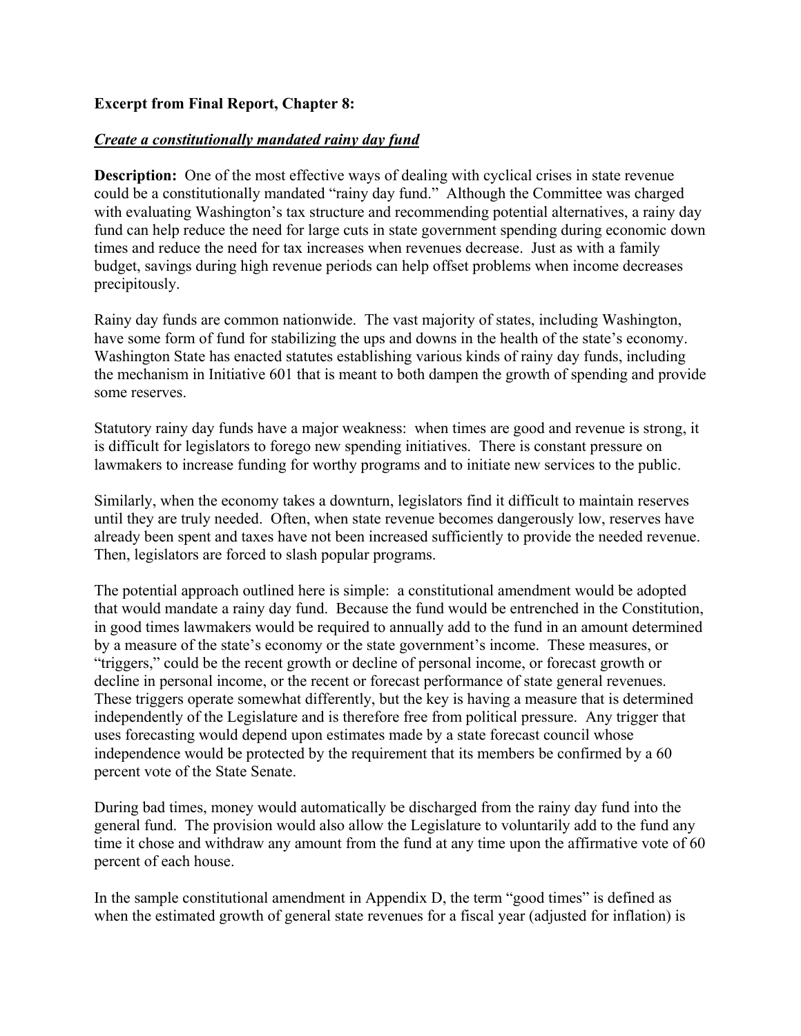**Excerpt from Final Report, Chapter 8:**

***Create a constitutionally mandated rainy day fund***

**Description:** One of the most effective ways of dealing with cyclical crises in state revenue could be a constitutionally mandated "rainy day fund." Although the Committee was charged with evaluating Washington's tax structure and recommending potential alternatives, a rainy day fund can help reduce the need for large cuts in state government spending during economic down times and reduce the need for tax increases when revenues decrease. Just as with a family budget, savings during high revenue periods can help offset problems when income decreases precipitously.

Rainy day funds are common nationwide. The vast majority of states, including Washington, have some form of fund for stabilizing the ups and downs in the health of the state's economy. Washington State has enacted statutes establishing various kinds of rainy day funds, including the mechanism in Initiative 601 that is meant to both dampen the growth of spending and provide some reserves.

Statutory rainy day funds have a major weakness: when times are good and revenue is strong, it is difficult for legislators to forego new spending initiatives. There is constant pressure on lawmakers to increase funding for worthy programs and to initiate new services to the public.

Similarly, when the economy takes a downturn, legislators find it difficult to maintain reserves until they are truly needed. Often, when state revenue becomes dangerously low, reserves have already been spent and taxes have not been increased sufficiently to provide the needed revenue. Then, legislators are forced to slash popular programs.

The potential approach outlined here is simple: a constitutional amendment would be adopted that would mandate a rainy day fund. Because the fund would be entrenched in the Constitution, in good times lawmakers would be required to annually add to the fund in an amount determined by a measure of the state's economy or the state government's income. These measures, or "triggers," could be the recent growth or decline of personal income, or forecast growth or decline in personal income, or the recent or forecast performance of state general revenues. These triggers operate somewhat differently, but the key is having a measure that is determined independently of the Legislature and is therefore free from political pressure. Any trigger that uses forecasting would depend upon estimates made by a state forecast council whose independence would be protected by the requirement that its members be confirmed by a 60 percent vote of the State Senate.

During bad times, money would automatically be discharged from the rainy day fund into the general fund. The provision would also allow the Legislature to voluntarily add to the fund any time it chose and withdraw any amount from the fund at any time upon the affirmative vote of 60 percent of each house.

In the sample constitutional amendment in Appendix D, the term "good times" is defined as when the estimated growth of general state revenues for a fiscal year (adjusted for inflation) is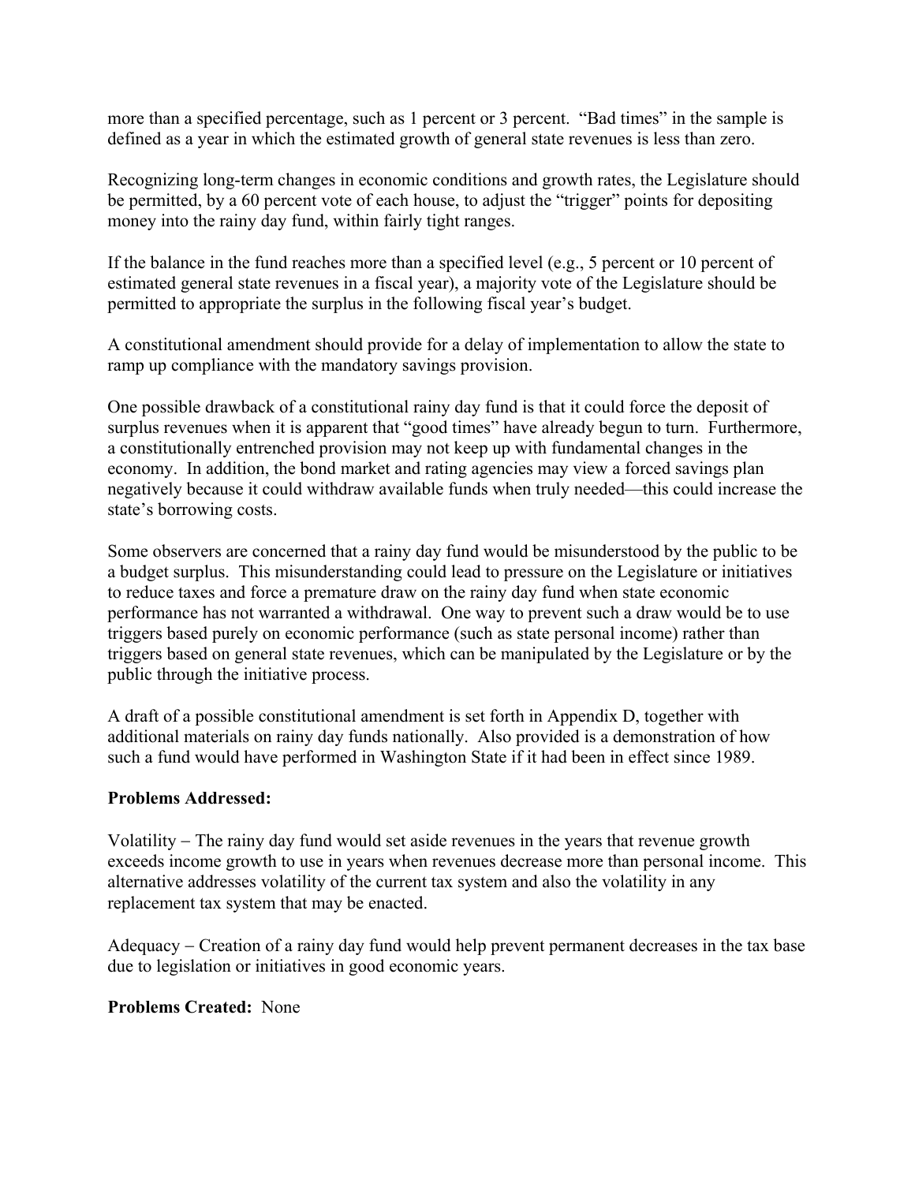more than a specified percentage, such as 1 percent or 3 percent. “Bad times” in the sample is defined as a year in which the estimated growth of general state revenues is less than zero.

Recognizing long-term changes in economic conditions and growth rates, the Legislature should be permitted, by a 60 percent vote of each house, to adjust the “trigger” points for depositing money into the rainy day fund, within fairly tight ranges.

If the balance in the fund reaches more than a specified level (e.g., 5 percent or 10 percent of estimated general state revenues in a fiscal year), a majority vote of the Legislature should be permitted to appropriate the surplus in the following fiscal year’s budget.

A constitutional amendment should provide for a delay of implementation to allow the state to ramp up compliance with the mandatory savings provision.

One possible drawback of a constitutional rainy day fund is that it could force the deposit of surplus revenues when it is apparent that “good times” have already begun to turn. Furthermore, a constitutionally entrenched provision may not keep up with fundamental changes in the economy. In addition, the bond market and rating agencies may view a forced savings plan negatively because it could withdraw available funds when truly needed—this could increase the state’s borrowing costs.

Some observers are concerned that a rainy day fund would be misunderstood by the public to be a budget surplus. This misunderstanding could lead to pressure on the Legislature or initiatives to reduce taxes and force a premature draw on the rainy day fund when state economic performance has not warranted a withdrawal. One way to prevent such a draw would be to use triggers based purely on economic performance (such as state personal income) rather than triggers based on general state revenues, which can be manipulated by the Legislature or by the public through the initiative process.

A draft of a possible constitutional amendment is set forth in Appendix D, together with additional materials on rainy day funds nationally. Also provided is a demonstration of how such a fund would have performed in Washington State if it had been in effect since 1989.

**Problems Addressed:**

Volatility – The rainy day fund would set aside revenues in the years that revenue growth exceeds income growth to use in years when revenues decrease more than personal income. This alternative addresses volatility of the current tax system and also the volatility in any replacement tax system that may be enacted.

Adequacy – Creation of a rainy day fund would help prevent permanent decreases in the tax base due to legislation or initiatives in good economic years.

**Problems Created:** None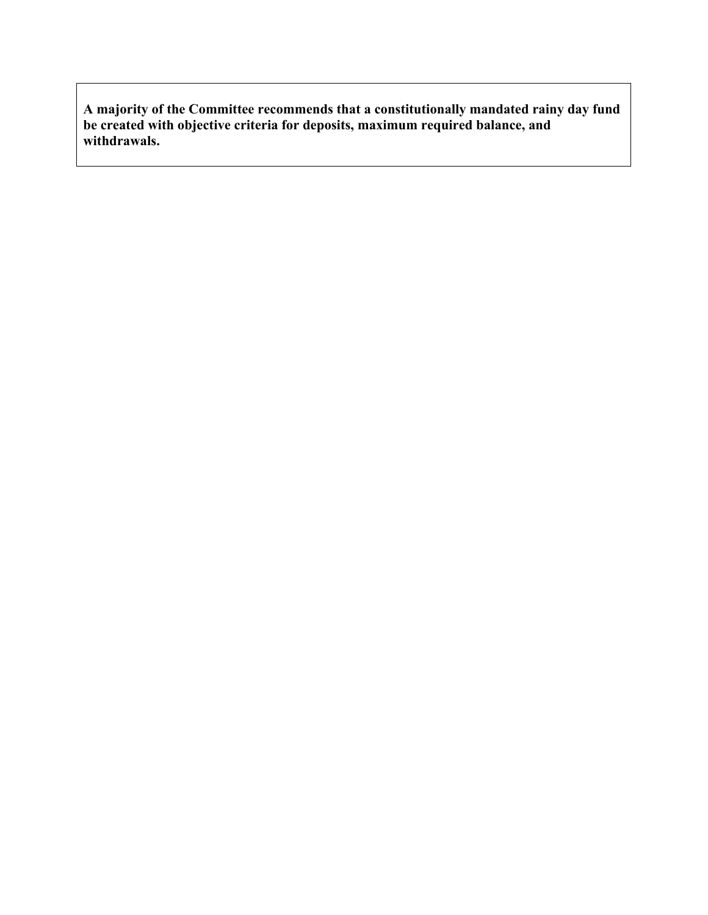**A majority of the Committee recommends that a constitutionally mandated rainy day fund be created with objective criteria for deposits, maximum required balance, and withdrawals.**